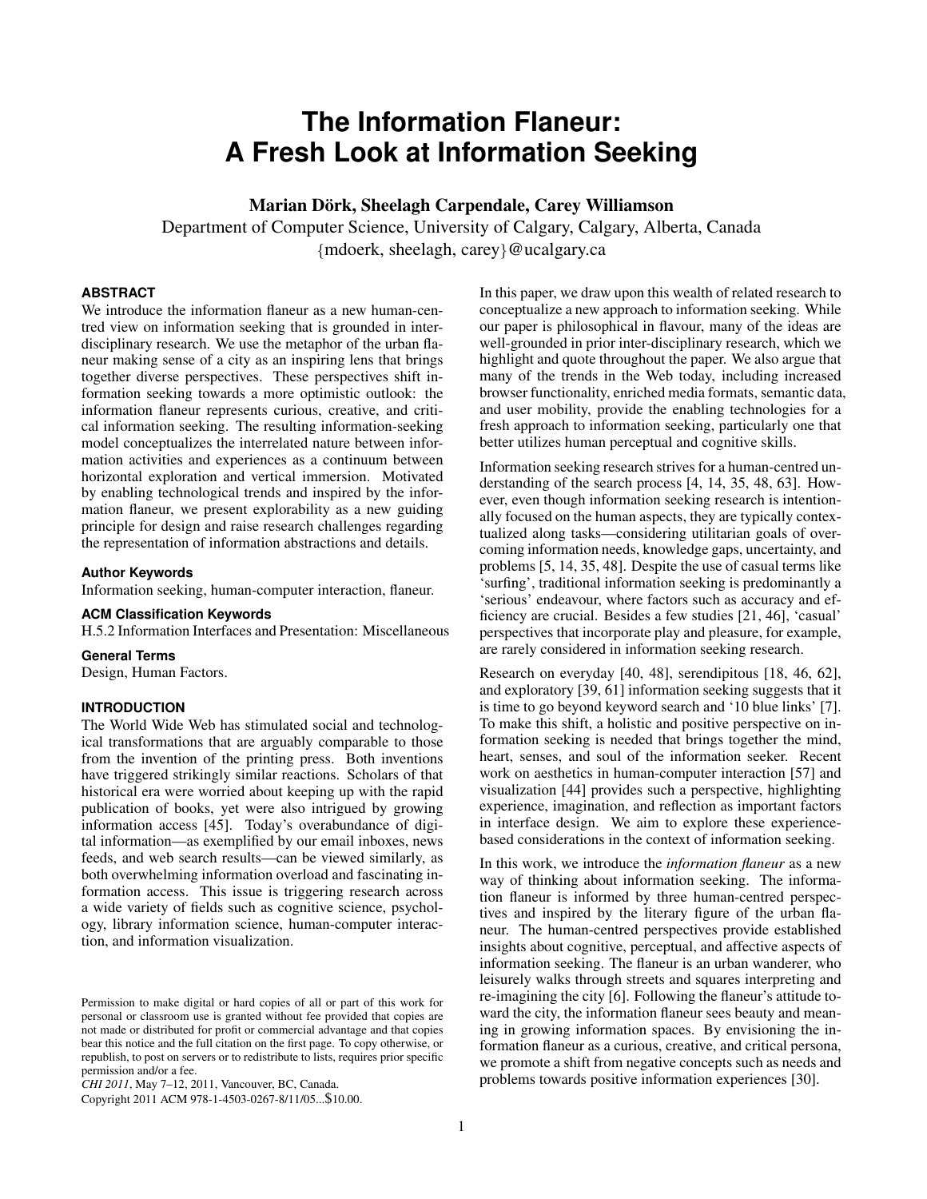# The Information Flaneur: A Fresh Look at Information Seeking

**Marian Dörk, Sheelagh Carpendale, Carey Williamson**

Department of Computer Science, University of Calgary, Calgary, Alberta, Canada

{mdoerk, sheelagh, carey}@ucalgary.ca

## ABSTRACT

We introduce the information flaneur as a new human-centred view on information seeking that is grounded in interdisciplinary research. We use the metaphor of the urban flaneur making sense of a city as an inspiring lens that brings together diverse perspectives. These perspectives shift information seeking towards a more optimistic outlook: the information flaneur represents curious, creative, and critical information seeking. The resulting information-seeking model conceptualizes the interrelated nature between information activities and experiences as a continuum between horizontal exploration and vertical immersion. Motivated by enabling technological trends and inspired by the information flaneur, we present explorability as a new guiding principle for design and raise research challenges regarding the representation of information abstractions and details.

### Author Keywords

Information seeking, human-computer interaction, flaneur.

### ACM Classification Keywords

H.5.2 Information Interfaces and Presentation: Miscellaneous

### General Terms

Design, Human Factors.

## INTRODUCTION

The World Wide Web has stimulated social and technological transformations that are arguably comparable to those from the invention of the printing press. Both inventions have triggered strikingly similar reactions. Scholars of that historical era were worried about keeping up with the rapid publication of books, yet were also intrigued by growing information access [45]. Today's overabundance of digital information—as exemplified by our email inboxes, news feeds, and web search results—can be viewed similarly, as both overwhelming information overload and fascinating information access. This issue is triggering research across a wide variety of fields such as cognitive science, psychology, library information science, human-computer interaction, and information visualization.

Permission to make digital or hard copies of all or part of this work for personal or classroom use is granted without fee provided that copies are not made or distributed for profit or commercial advantage and that copies bear this notice and the full citation on the first page. To copy otherwise, or republish, to post on servers or to redistribute to lists, requires prior specific permission and/or a fee.

*CHI 2011*, May 7–12, 2011, Vancouver, BC, Canada.

Copyright 2011 ACM 978-1-4503-0267-8/11/05...$10.00.

In this paper, we draw upon this wealth of related research to conceptualize a new approach to information seeking. While our paper is philosophical in flavour, many of the ideas are well-grounded in prior inter-disciplinary research, which we highlight and quote throughout the paper. We also argue that many of the trends in the Web today, including increased browser functionality, enriched media formats, semantic data, and user mobility, provide the enabling technologies for a fresh approach to information seeking, particularly one that better utilizes human perceptual and cognitive skills.

Information seeking research strives for a human-centred understanding of the search process [4, 14, 35, 48, 63]. However, even though information seeking research is intentionally focused on the human aspects, they are typically contextualized along tasks—considering utilitarian goals of overcoming information needs, knowledge gaps, uncertainty, and problems [5, 14, 35, 48]. Despite the use of casual terms like 'surfing', traditional information seeking is predominantly a 'serious' endeavour, where factors such as accuracy and efficiency are crucial. Besides a few studies [21, 46], 'casual' perspectives that incorporate play and pleasure, for example, are rarely considered in information seeking research.

Research on everyday [40, 48], serendipitous [18, 46, 62], and exploratory [39, 61] information seeking suggests that it is time to go beyond keyword search and '10 blue links' [7]. To make this shift, a holistic and positive perspective on information seeking is needed that brings together the mind, heart, senses, and soul of the information seeker. Recent work on aesthetics in human-computer interaction [57] and visualization [44] provides such a perspective, highlighting experience, imagination, and reflection as important factors in interface design. We aim to explore these experience-based considerations in the context of information seeking.

In this work, we introduce the *information flaneur* as a new way of thinking about information seeking. The information flaneur is informed by three human-centred perspectives and inspired by the literary figure of the urban flaneur. The human-centred perspectives provide established insights about cognitive, perceptual, and affective aspects of information seeking. The flaneur is an urban wanderer, who leisurely walks through streets and squares interpreting and re-imagining the city [6]. Following the flaneur's attitude toward the city, the information flaneur sees beauty and meaning in growing information spaces. By envisioning the information flaneur as a curious, creative, and critical persona, we promote a shift from negative concepts such as needs and problems towards positive information experiences [30].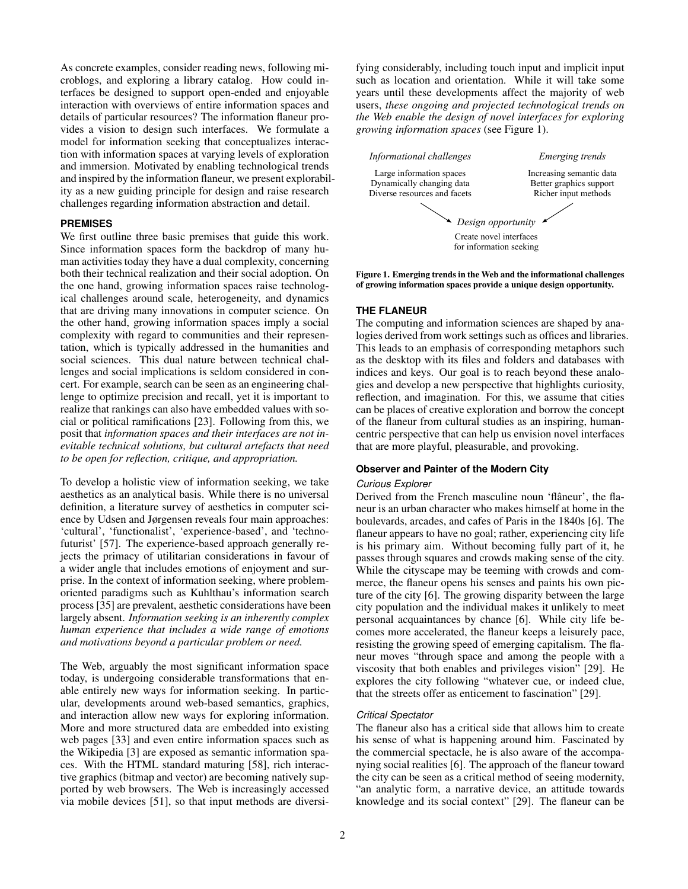As concrete examples, consider reading news, following microblogs, and exploring a library catalog. How could interfaces be designed to support open-ended and enjoyable interaction with overviews of entire information spaces and details of particular resources? The information flaneur provides a vision to design such interfaces. We formulate a model for information seeking that conceptualizes interaction with information spaces at varying levels of exploration and immersion. Motivated by enabling technological trends and inspired by the information flaneur, we present explorability as a new guiding principle for design and raise research challenges regarding information abstraction and detail.

## PREMISES

We first outline three basic premises that guide this work. Since information spaces form the backdrop of many human activities today they have a dual complexity, concerning both their technical realization and their social adoption. On the one hand, growing information spaces raise technological challenges around scale, heterogeneity, and dynamics that are driving many innovations in computer science. On the other hand, growing information spaces imply a social complexity with regard to communities and their representation, which is typically addressed in the humanities and social sciences. This dual nature between technical challenges and social implications is seldom considered in concert. For example, search can be seen as an engineering challenge to optimize precision and recall, yet it is important to realize that rankings can also have embedded values with social or political ramifications [23]. Following from this, we posit that *information spaces and their interfaces are not inevitable technical solutions, but cultural artefacts that need to be open for reflection, critique, and appropriation.*

To develop a holistic view of information seeking, we take aesthetics as an analytical basis. While there is no universal definition, a literature survey of aesthetics in computer science by Udsen and Jørgensen reveals four main approaches: 'cultural', 'functionalist', 'experience-based', and 'techno-futurist' [57]. The experience-based approach generally rejects the primacy of utilitarian considerations in favour of a wider angle that includes emotions of enjoyment and surprise. In the context of information seeking, where problem-oriented paradigms such as Kuhlthau's information search process [35] are prevalent, aesthetic considerations have been largely absent. *Information seeking is an inherently complex human experience that includes a wide range of emotions and motivations beyond a particular problem or need.*

The Web, arguably the most significant information space today, is undergoing considerable transformations that enable entirely new ways for information seeking. In particular, developments around web-based semantics, graphics, and interaction allow new ways for exploring information. More and more structured data are embedded into existing web pages [33] and even entire information spaces such as the Wikipedia [3] are exposed as semantic information spaces. With the HTML standard maturing [58], rich interactive graphics (bitmap and vector) are becoming natively supported by web browsers. The Web is increasingly accessed via mobile devices [51], so that input methods are diversifying considerably, including touch input and implicit input such as location and orientation. While it will take some years until these developments affect the majority of web users, *these ongoing and projected technological trends on the Web enable the design of novel interfaces for exploring growing information spaces* (see Figure 1).

| *Informational challenges* | *Emerging trends* |
|---|---|
| Large information spaces | Increasing semantic data |
| Dynamically changing data | Better graphics support |
| Diverse resources and facets | Richer input methods |

*Design opportunity*

Create novel interfaces for information seeking

**Figure 1. Emerging trends in the Web and the informational challenges of growing information spaces provide a unique design opportunity.**

## THE FLANEUR

The computing and information sciences are shaped by analogies derived from work settings such as offices and libraries. This leads to an emphasis of corresponding metaphors such as the desktop with its files and folders and databases with indices and keys. Our goal is to reach beyond these analogies and develop a new perspective that highlights curiosity, reflection, and imagination. For this, we assume that cities can be places of creative exploration and borrow the concept of the flaneur from cultural studies as an inspiring, human-centric perspective that can help us envision novel interfaces that are more playful, pleasurable, and provoking.

### Observer and Painter of the Modern City

#### *Curious Explorer*

Derived from the French masculine noun 'flâneur', the flaneur is an urban character who makes himself at home in the boulevards, arcades, and cafes of Paris in the 1840s [6]. The flaneur appears to have no goal; rather, experiencing city life is his primary aim. Without becoming fully part of it, he passes through squares and crowds making sense of the city. While the cityscape may be teeming with crowds and commerce, the flaneur opens his senses and paints his own picture of the city [6]. The growing disparity between the large city population and the individual makes it unlikely to meet personal acquaintances by chance [6]. While city life becomes more accelerated, the flaneur keeps a leisurely pace, resisting the growing speed of emerging capitalism. The flaneur moves "through space and among the people with a viscosity that both enables and privileges vision" [29]. He explores the city following "whatever cue, or indeed clue, that the streets offer as enticement to fascination" [29].

#### *Critical Spectator*

The flaneur also has a critical side that allows him to create his sense of what is happening around him. Fascinated by the commercial spectacle, he is also aware of the accompanying social realities [6]. The approach of the flaneur toward the city can be seen as a critical method of seeing modernity, "an analytic form, a narrative device, an attitude towards knowledge and its social context" [29]. The flaneur can be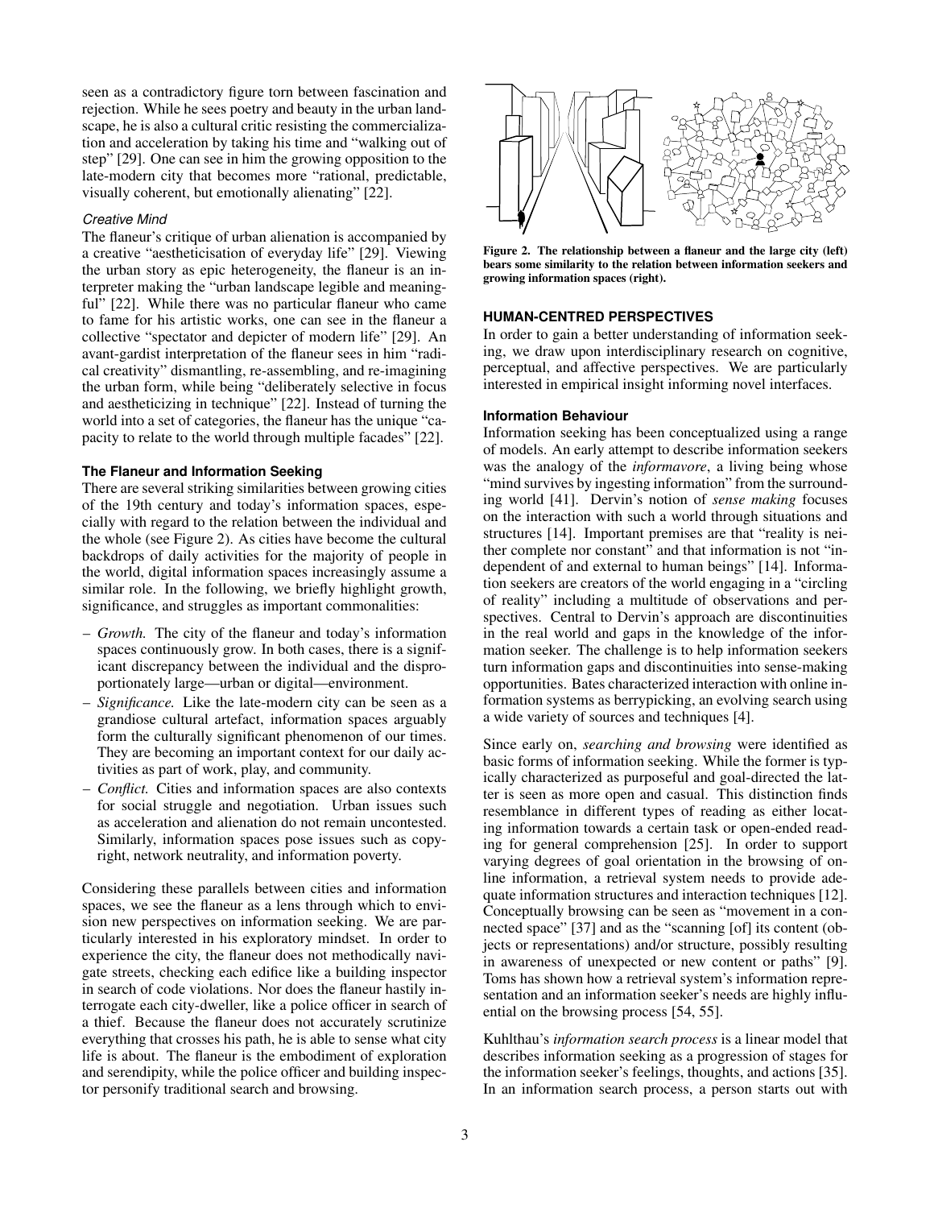seen as a contradictory figure torn between fascination and rejection. While he sees poetry and beauty in the urban landscape, he is also a cultural critic resisting the commercialization and acceleration by taking his time and "walking out of step" [29]. One can see in him the growing opposition to the late-modern city that becomes more "rational, predictable, visually coherent, but emotionally alienating" [22].

#### *Creative Mind*

The flaneur's critique of urban alienation is accompanied by a creative "aestheticisation of everyday life" [29]. Viewing the urban story as epic heterogeneity, the flaneur is an interpreter making the "urban landscape legible and meaningful" [22]. While there was no particular flaneur who came to fame for his artistic works, one can see in the flaneur a collective "spectator and depicter of modern life" [29]. An avant-gardist interpretation of the flaneur sees in him "radical creativity" dismantling, re-assembling, and re-imagining the urban form, while being "deliberately selective in focus and aestheticizing in technique" [22]. Instead of turning the world into a set of categories, the flaneur has the unique "capacity to relate to the world through multiple facades" [22].

### The Flaneur and Information Seeking

There are several striking similarities between growing cities of the 19th century and today's information spaces, especially with regard to the relation between the individual and the whole (see Figure 2). As cities have become the cultural backdrops of daily activities for the majority of people in the world, digital information spaces increasingly assume a similar role. In the following, we briefly highlight growth, significance, and struggles as important commonalities:

- *Growth.* The city of the flaneur and today's information spaces continuously grow. In both cases, there is a significant discrepancy between the individual and the disproportionately large—urban or digital—environment.
- *Significance.* Like the late-modern city can be seen as a grandiose cultural artefact, information spaces arguably form the culturally significant phenomenon of our times. They are becoming an important context for our daily activities as part of work, play, and community.
- *Conflict.* Cities and information spaces are also contexts for social struggle and negotiation. Urban issues such as acceleration and alienation do not remain uncontested. Similarly, information spaces pose issues such as copyright, network neutrality, and information poverty.

Considering these parallels between cities and information spaces, we see the flaneur as a lens through which to envision new perspectives on information seeking. We are particularly interested in his exploratory mindset. In order to experience the city, the flaneur does not methodically navigate streets, checking each edifice like a building inspector in search of code violations. Nor does the flaneur hastily interrogate each city-dweller, like a police officer in search of a thief. Because the flaneur does not accurately scrutinize everything that crosses his path, he is able to sense what city life is about. The flaneur is the embodiment of exploration and serendipity, while the police officer and building inspector personify traditional search and browsing.

**Figure 2. The relationship between a flaneur and the large city (left) bears some similarity to the relation between information seekers and growing information spaces (right).**

## HUMAN-CENTRED PERSPECTIVES

In order to gain a better understanding of information seeking, we draw upon interdisciplinary research on cognitive, perceptual, and affective perspectives. We are particularly interested in empirical insight informing novel interfaces.

### Information Behaviour

Information seeking has been conceptualized using a range of models. An early attempt to describe information seekers was the analogy of the *informavore*, a living being whose "mind survives by ingesting information" from the surrounding world [41]. Dervin's notion of *sense making* focuses on the interaction with such a world through situations and structures [14]. Important premises are that "reality is neither complete nor constant" and that information is not "independent of and external to human beings" [14]. Information seekers are creators of the world engaging in a "circling of reality" including a multitude of observations and perspectives. Central to Dervin's approach are discontinuities in the real world and gaps in the knowledge of the information seeker. The challenge is to help information seekers turn information gaps and discontinuities into sense-making opportunities. Bates characterized interaction with online information systems as berrypicking, an evolving search using a wide variety of sources and techniques [4].

Since early on, *searching and browsing* were identified as basic forms of information seeking. While the former is typically characterized as purposeful and goal-directed the latter is seen as more open and casual. This distinction finds resemblance in different types of reading as either locating information towards a certain task or open-ended reading for general comprehension [25]. In order to support varying degrees of goal orientation in the browsing of online information, a retrieval system needs to provide adequate information structures and interaction techniques [12]. Conceptually browsing can be seen as "movement in a connected space" [37] and as the "scanning [of] its content (objects or representations) and/or structure, possibly resulting in awareness of unexpected or new content or paths" [9]. Toms has shown how a retrieval system's information representation and an information seeker's needs are highly influential on the browsing process [54, 55].

Kuhlthau's *information search process* is a linear model that describes information seeking as a progression of stages for the information seeker's feelings, thoughts, and actions [35]. In an information search process, a person starts out with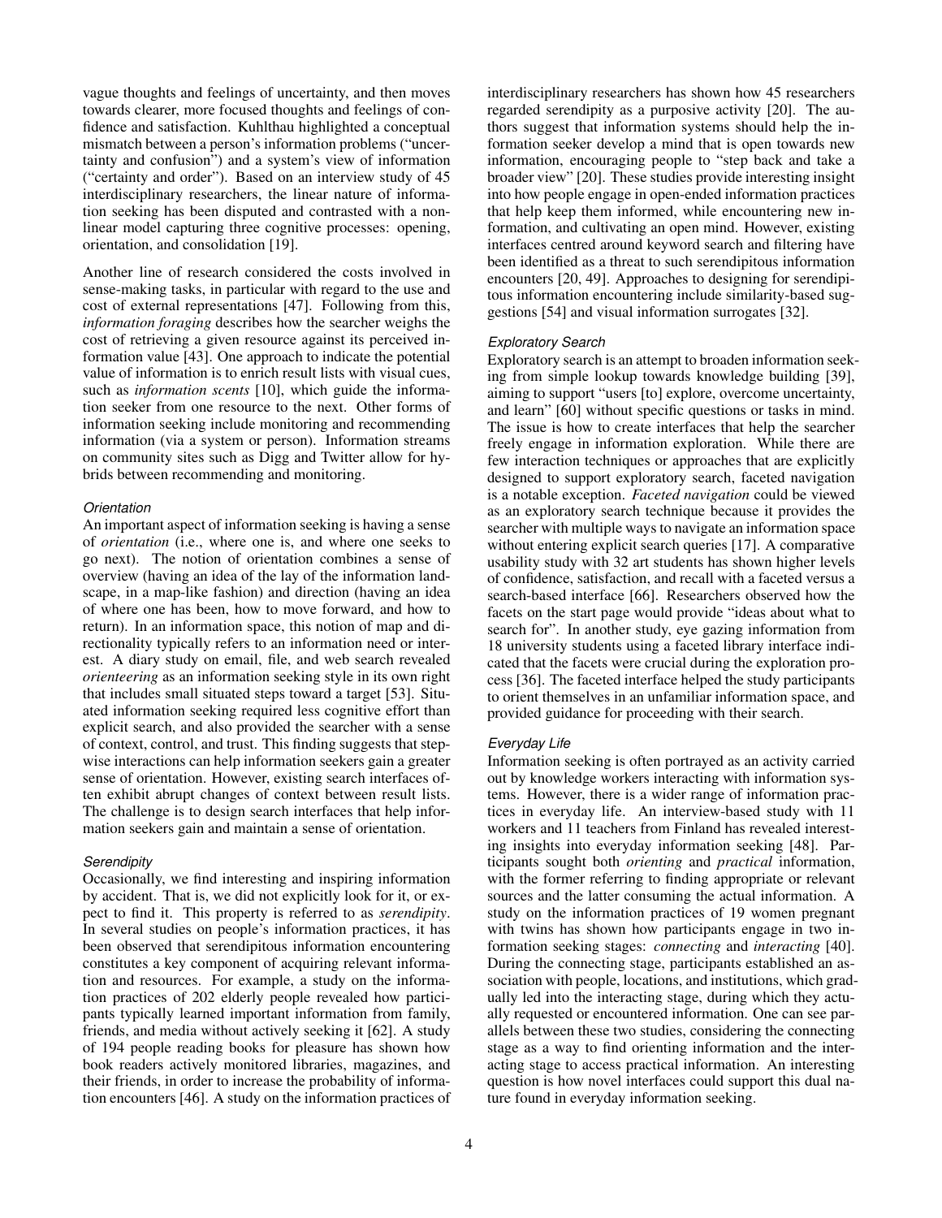vague thoughts and feelings of uncertainty, and then moves towards clearer, more focused thoughts and feelings of confidence and satisfaction. Kuhlthau highlighted a conceptual mismatch between a person's information problems ("uncertainty and confusion") and a system's view of information ("certainty and order"). Based on an interview study of 45 interdisciplinary researchers, the linear nature of information seeking has been disputed and contrasted with a non-linear model capturing three cognitive processes: opening, orientation, and consolidation [19].

Another line of research considered the costs involved in sense-making tasks, in particular with regard to the use and cost of external representations [47]. Following from this, *information foraging* describes how the searcher weighs the cost of retrieving a given resource against its perceived information value [43]. One approach to indicate the potential value of information is to enrich result lists with visual cues, such as *information scents* [10], which guide the information seeker from one resource to the next. Other forms of information seeking include monitoring and recommending information (via a system or person). Information streams on community sites such as Digg and Twitter allow for hybrids between recommending and monitoring.

#### *Orientation*

An important aspect of information seeking is having a sense of *orientation* (i.e., where one is, and where one seeks to go next). The notion of orientation combines a sense of overview (having an idea of the lay of the information landscape, in a map-like fashion) and direction (having an idea of where one has been, how to move forward, and how to return). In an information space, this notion of map and directionality typically refers to an information need or interest. A diary study on email, file, and web search revealed *orienteering* as an information seeking style in its own right that includes small situated steps toward a target [53]. Situated information seeking required less cognitive effort than explicit search, and also provided the searcher with a sense of context, control, and trust. This finding suggests that stepwise interactions can help information seekers gain a greater sense of orientation. However, existing search interfaces often exhibit abrupt changes of context between result lists. The challenge is to design search interfaces that help information seekers gain and maintain a sense of orientation.

#### *Serendipity*

Occasionally, we find interesting and inspiring information by accident. That is, we did not explicitly look for it, or expect to find it. This property is referred to as *serendipity*. In several studies on people's information practices, it has been observed that serendipitous information encountering constitutes a key component of acquiring relevant information and resources. For example, a study on the information practices of 202 elderly people revealed how participants typically learned important information from family, friends, and media without actively seeking it [62]. A study of 194 people reading books for pleasure has shown how book readers actively monitored libraries, magazines, and their friends, in order to increase the probability of information encounters [46]. A study on the information practices of interdisciplinary researchers has shown how 45 researchers regarded serendipity as a purposive activity [20]. The authors suggest that information systems should help the information seeker develop a mind that is open towards new information, encouraging people to "step back and take a broader view" [20]. These studies provide interesting insight into how people engage in open-ended information practices that help keep them informed, while encountering new information, and cultivating an open mind. However, existing interfaces centred around keyword search and filtering have been identified as a threat to such serendipitous information encounters [20, 49]. Approaches to designing for serendipitous information encountering include similarity-based suggestions [54] and visual information surrogates [32].

#### *Exploratory Search*

Exploratory search is an attempt to broaden information seeking from simple lookup towards knowledge building [39], aiming to support "users [to] explore, overcome uncertainty, and learn" [60] without specific questions or tasks in mind. The issue is how to create interfaces that help the searcher freely engage in information exploration. While there are few interaction techniques or approaches that are explicitly designed to support exploratory search, faceted navigation is a notable exception. *Faceted navigation* could be viewed as an exploratory search technique because it provides the searcher with multiple ways to navigate an information space without entering explicit search queries [17]. A comparative usability study with 32 art students has shown higher levels of confidence, satisfaction, and recall with a faceted versus a search-based interface [66]. Researchers observed how the facets on the start page would provide "ideas about what to search for". In another study, eye gazing information from 18 university students using a faceted library interface indicated that the facets were crucial during the exploration process [36]. The faceted interface helped the study participants to orient themselves in an unfamiliar information space, and provided guidance for proceeding with their search.

#### *Everyday Life*

Information seeking is often portrayed as an activity carried out by knowledge workers interacting with information systems. However, there is a wider range of information practices in everyday life. An interview-based study with 11 workers and 11 teachers from Finland has revealed interesting insights into everyday information seeking [48]. Participants sought both *orienting* and *practical* information, with the former referring to finding appropriate or relevant sources and the latter consuming the actual information. A study on the information practices of 19 women pregnant with twins has shown how participants engage in two information seeking stages: *connecting* and *interacting* [40]. During the connecting stage, participants established an association with people, locations, and institutions, which gradually led into the interacting stage, during which they actually requested or encountered information. One can see parallels between these two studies, considering the connecting stage as a way to find orienting information and the interacting stage to access practical information. An interesting question is how novel interfaces could support this dual nature found in everyday information seeking.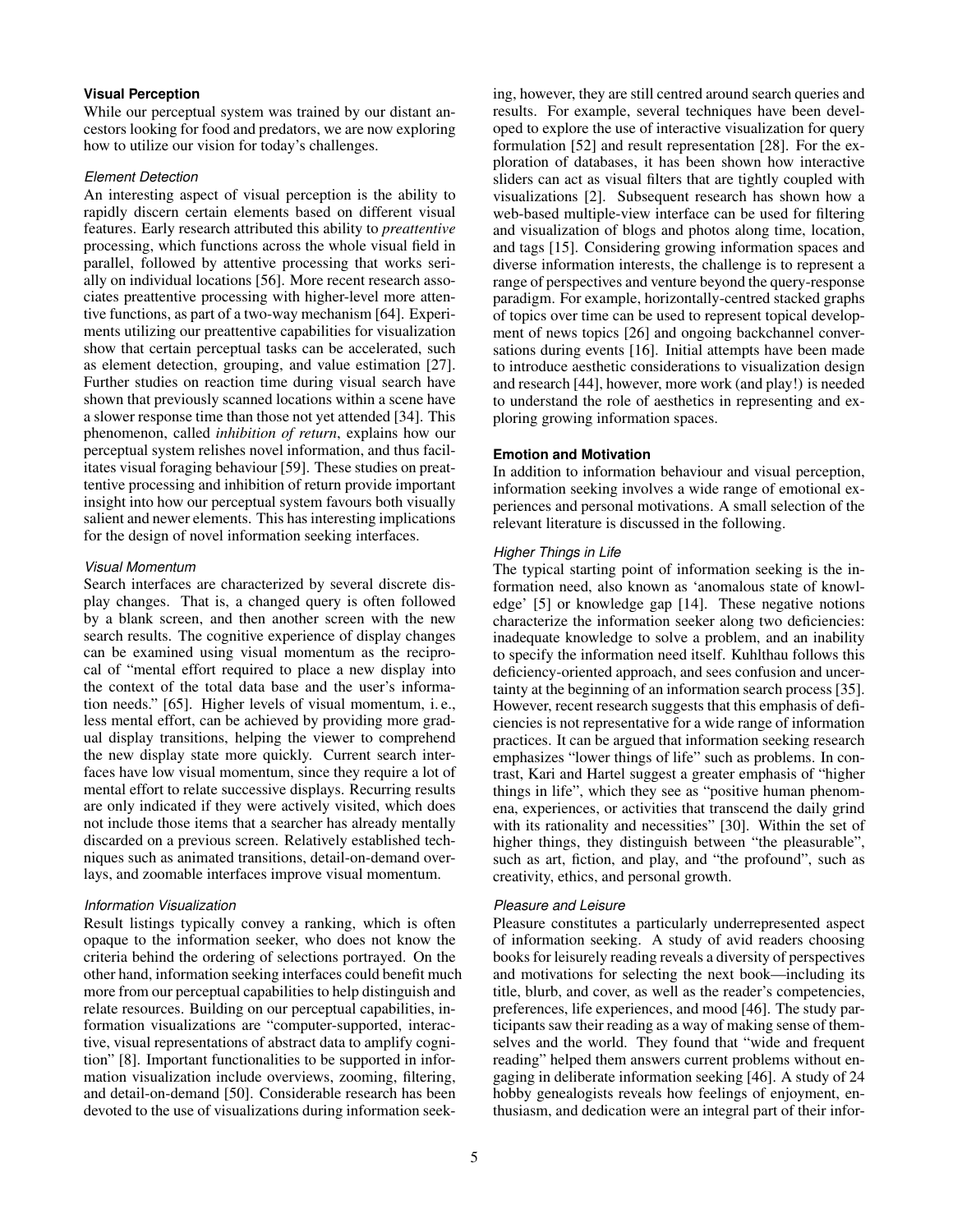### Visual Perception

While our perceptual system was trained by our distant ancestors looking for food and predators, we are now exploring how to utilize our vision for today's challenges.

#### *Element Detection*

An interesting aspect of visual perception is the ability to rapidly discern certain elements based on different visual features. Early research attributed this ability to *preattentive* processing, which functions across the whole visual field in parallel, followed by attentive processing that works serially on individual locations [56]. More recent research associates preattentive processing with higher-level more attentive functions, as part of a two-way mechanism [64]. Experiments utilizing our preattentive capabilities for visualization show that certain perceptual tasks can be accelerated, such as element detection, grouping, and value estimation [27]. Further studies on reaction time during visual search have shown that previously scanned locations within a scene have a slower response time than those not yet attended [34]. This phenomenon, called *inhibition of return*, explains how our perceptual system relishes novel information, and thus facilitates visual foraging behaviour [59]. These studies on preattentive processing and inhibition of return provide important insight into how our perceptual system favours both visually salient and newer elements. This has interesting implications for the design of novel information seeking interfaces.

#### *Visual Momentum*

Search interfaces are characterized by several discrete display changes. That is, a changed query is often followed by a blank screen, and then another screen with the new search results. The cognitive experience of display changes can be examined using visual momentum as the reciprocal of "mental effort required to place a new display into the context of the total data base and the user's information needs." [65]. Higher levels of visual momentum, i. e., less mental effort, can be achieved by providing more gradual display transitions, helping the viewer to comprehend the new display state more quickly. Current search interfaces have low visual momentum, since they require a lot of mental effort to relate successive displays. Recurring results are only indicated if they were actively visited, which does not include those items that a searcher has already mentally discarded on a previous screen. Relatively established techniques such as animated transitions, detail-on-demand overlays, and zoomable interfaces improve visual momentum.

#### *Information Visualization*

Result listings typically convey a ranking, which is often opaque to the information seeker, who does not know the criteria behind the ordering of selections portrayed. On the other hand, information seeking interfaces could benefit much more from our perceptual capabilities to help distinguish and relate resources. Building on our perceptual capabilities, information visualizations are "computer-supported, interactive, visual representations of abstract data to amplify cognition" [8]. Important functionalities to be supported in information visualization include overviews, zooming, filtering, and detail-on-demand [50]. Considerable research has been devoted to the use of visualizations during information seeking, however, they are still centred around search queries and results. For example, several techniques have been developed to explore the use of interactive visualization for query formulation [52] and result representation [28]. For the exploration of databases, it has been shown how interactive sliders can act as visual filters that are tightly coupled with visualizations [2]. Subsequent research has shown how a web-based multiple-view interface can be used for filtering and visualization of blogs and photos along time, location, and tags [15]. Considering growing information spaces and diverse information interests, the challenge is to represent a range of perspectives and venture beyond the query-response paradigm. For example, horizontally-centred stacked graphs of topics over time can be used to represent topical development of news topics [26] and ongoing backchannel conversations during events [16]. Initial attempts have been made to introduce aesthetic considerations to visualization design and research [44], however, more work (and play!) is needed to understand the role of aesthetics in representing and exploring growing information spaces.

### Emotion and Motivation

In addition to information behaviour and visual perception, information seeking involves a wide range of emotional experiences and personal motivations. A small selection of the relevant literature is discussed in the following.

#### *Higher Things in Life*

The typical starting point of information seeking is the information need, also known as 'anomalous state of knowledge' [5] or knowledge gap [14]. These negative notions characterize the information seeker along two deficiencies: inadequate knowledge to solve a problem, and an inability to specify the information need itself. Kuhlthau follows this deficiency-oriented approach, and sees confusion and uncertainty at the beginning of an information search process [35]. However, recent research suggests that this emphasis of deficiencies is not representative for a wide range of information practices. It can be argued that information seeking research emphasizes "lower things of life" such as problems. In contrast, Kari and Hartel suggest a greater emphasis of "higher things in life", which they see as "positive human phenomena, experiences, or activities that transcend the daily grind with its rationality and necessities" [30]. Within the set of higher things, they distinguish between "the pleasurable", such as art, fiction, and play, and "the profound", such as creativity, ethics, and personal growth.

#### *Pleasure and Leisure*

Pleasure constitutes a particularly underrepresented aspect of information seeking. A study of avid readers choosing books for leisurely reading reveals a diversity of perspectives and motivations for selecting the next book—including its title, blurb, and cover, as well as the reader's competencies, preferences, life experiences, and mood [46]. The study participants saw their reading as a way of making sense of themselves and the world. They found that "wide and frequent reading" helped them answers current problems without engaging in deliberate information seeking [46]. A study of 24 hobby genealogists reveals how feelings of enjoyment, enthusiasm, and dedication were an integral part of their infor-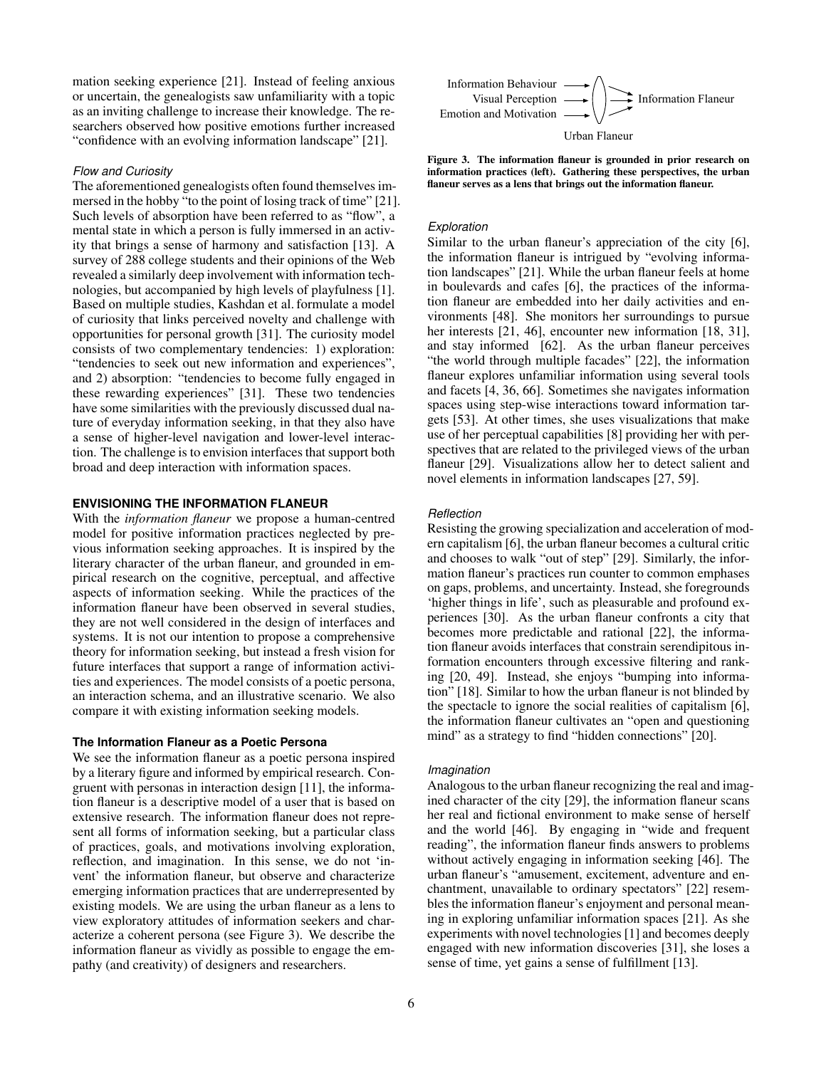mation seeking experience [21]. Instead of feeling anxious or uncertain, the genealogists saw unfamiliarity with a topic as an inviting challenge to increase their knowledge. The researchers observed how positive emotions further increased "confidence with an evolving information landscape" [21].

#### *Flow and Curiosity*

The aforementioned genealogists often found themselves immersed in the hobby "to the point of losing track of time" [21]. Such levels of absorption have been referred to as "flow", a mental state in which a person is fully immersed in an activity that brings a sense of harmony and satisfaction [13]. A survey of 288 college students and their opinions of the Web revealed a similarly deep involvement with information technologies, but accompanied by high levels of playfulness [1]. Based on multiple studies, Kashdan et al. formulate a model of curiosity that links perceived novelty and challenge with opportunities for personal growth [31]. The curiosity model consists of two complementary tendencies: 1) exploration: "tendencies to seek out new information and experiences", and 2) absorption: "tendencies to become fully engaged in these rewarding experiences" [31]. These two tendencies have some similarities with the previously discussed dual nature of everyday information seeking, in that they also have a sense of higher-level navigation and lower-level interaction. The challenge is to envision interfaces that support both broad and deep interaction with information spaces.

## ENVISIONING THE INFORMATION FLANEUR

With the *information flaneur* we propose a human-centred model for positive information practices neglected by previous information seeking approaches. It is inspired by the literary character of the urban flaneur, and grounded in empirical research on the cognitive, perceptual, and affective aspects of information seeking. While the practices of the information flaneur have been observed in several studies, they are not well considered in the design of interfaces and systems. It is not our intention to propose a comprehensive theory for information seeking, but instead a fresh vision for future interfaces that support a range of information activities and experiences. The model consists of a poetic persona, an interaction schema, and an illustrative scenario. We also compare it with existing information seeking models.

### The Information Flaneur as a Poetic Persona

We see the information flaneur as a poetic persona inspired by a literary figure and informed by empirical research. Congruent with personas in interaction design [11], the information flaneur is a descriptive model of a user that is based on extensive research. The information flaneur does not represent all forms of information seeking, but a particular class of practices, goals, and motivations involving exploration, reflection, and imagination. In this sense, we do not 'invent' the information flaneur, but observe and characterize emerging information practices that are underrepresented by existing models. We are using the urban flaneur as a lens to view exploratory attitudes of information seekers and characterize a coherent persona (see Figure 3). We describe the information flaneur as vividly as possible to engage the empathy (and creativity) of designers and researchers.

Information Behaviour → / Visual Perception → / Emotion and Motivation → ( Urban Flaneur ) → Information Flaneur

**Figure 3. The information flaneur is grounded in prior research on information practices (left). Gathering these perspectives, the urban flaneur serves as a lens that brings out the information flaneur.**

#### *Exploration*

Similar to the urban flaneur's appreciation of the city [6], the information flaneur is intrigued by "evolving information landscapes" [21]. While the urban flaneur feels at home in boulevards and cafes [6], the practices of the information flaneur are embedded into her daily activities and environments [48]. She monitors her surroundings to pursue her interests [21, 46], encounter new information [18, 31], and stay informed [62]. As the urban flaneur perceives "the world through multiple facades" [22], the information flaneur explores unfamiliar information using several tools and facets [4, 36, 66]. Sometimes she navigates information spaces using step-wise interactions toward information targets [53]. At other times, she uses visualizations that make use of her perceptual capabilities [8] providing her with perspectives that are related to the privileged views of the urban flaneur [29]. Visualizations allow her to detect salient and novel elements in information landscapes [27, 59].

#### *Reflection*

Resisting the growing specialization and acceleration of modern capitalism [6], the urban flaneur becomes a cultural critic and chooses to walk "out of step" [29]. Similarly, the information flaneur's practices run counter to common emphases on gaps, problems, and uncertainty. Instead, she foregrounds 'higher things in life', such as pleasurable and profound experiences [30]. As the urban flaneur confronts a city that becomes more predictable and rational [22], the information flaneur avoids interfaces that constrain serendipitous information encounters through excessive filtering and ranking [20, 49]. Instead, she enjoys "bumping into information" [18]. Similar to how the urban flaneur is not blinded by the spectacle to ignore the social realities of capitalism [6], the information flaneur cultivates an "open and questioning mind" as a strategy to find "hidden connections" [20].

#### *Imagination*

Analogous to the urban flaneur recognizing the real and imagined character of the city [29], the information flaneur scans her real and fictional environment to make sense of herself and the world [46]. By engaging in "wide and frequent reading", the information flaneur finds answers to problems without actively engaging in information seeking [46]. The urban flaneur's "amusement, excitement, adventure and enchantment, unavailable to ordinary spectators" [22] resembles the information flaneur's enjoyment and personal meaning in exploring unfamiliar information spaces [21]. As she experiments with novel technologies [1] and becomes deeply engaged with new information discoveries [31], she loses a sense of time, yet gains a sense of fulfillment [13].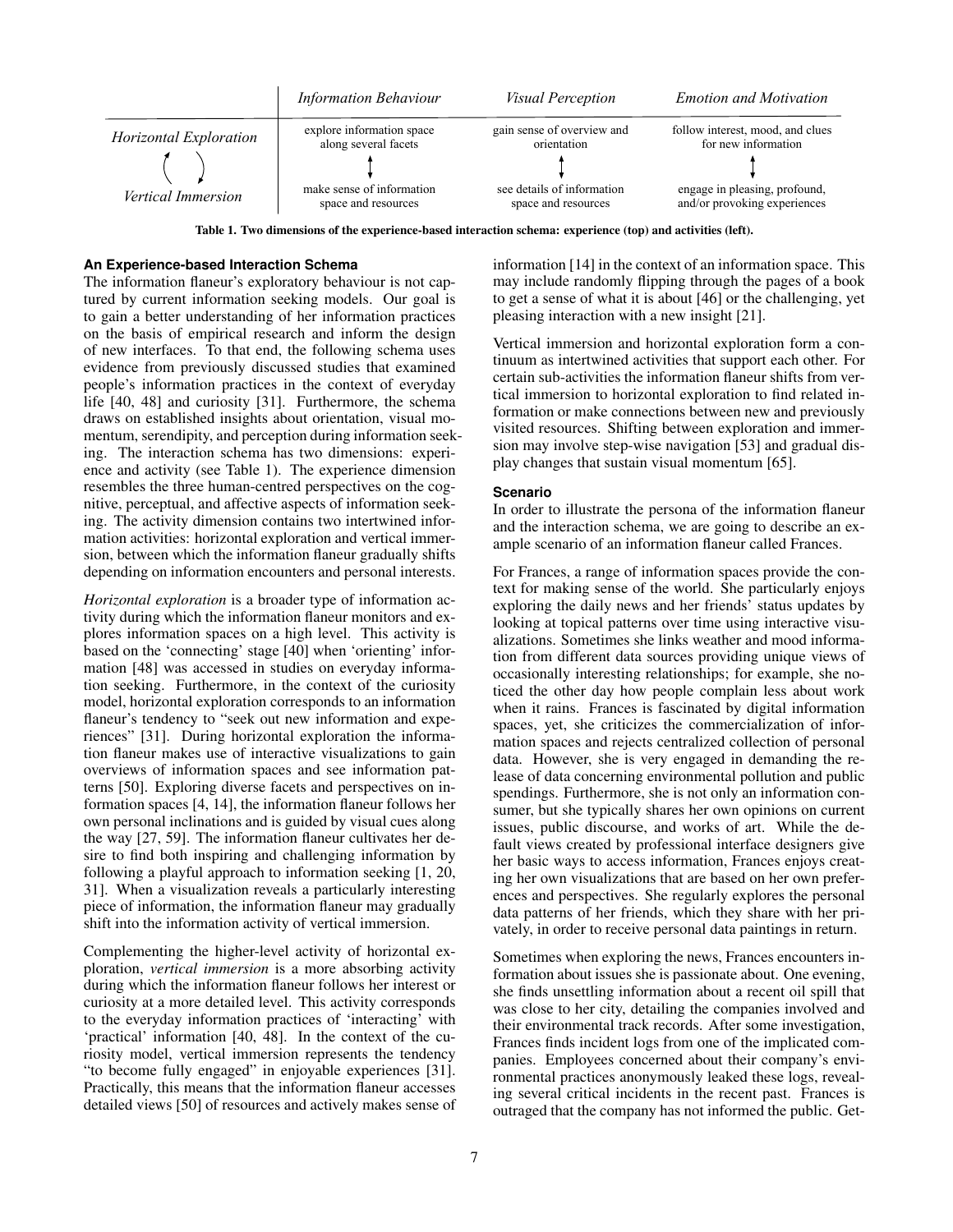| | *Information Behaviour* | *Visual Perception* | *Emotion and Motivation* |
|---|---|---|---|
| *Horizontal Exploration* | explore information space along several facets | gain sense of overview and orientation | follow interest, mood, and clues for new information |
| ↕ | ↕ | ↕ | ↕ |
| *Vertical Immersion* | make sense of information space and resources | see details of information space and resources | engage in pleasing, profound, and/or provoking experiences |

**Table 1. Two dimensions of the experience-based interaction schema: experience (top) and activities (left).**

#### An Experience-based Interaction Schema

The information flaneur's exploratory behaviour is not captured by current information seeking models. Our goal is to gain a better understanding of her information practices on the basis of empirical research and inform the design of new interfaces. To that end, the following schema uses evidence from previously discussed studies that examined people's information practices in the context of everyday life [40, 48] and curiosity [31]. Furthermore, the schema draws on established insights about orientation, visual momentum, serendipity, and perception during information seeking. The interaction schema has two dimensions: experience and activity (see Table 1). The experience dimension resembles the three human-centred perspectives on the cognitive, perceptual, and affective aspects of information seeking. The activity dimension contains two intertwined information activities: horizontal exploration and vertical immersion, between which the information flaneur gradually shifts depending on information encounters and personal interests.

*Horizontal exploration* is a broader type of information activity during which the information flaneur monitors and explores information spaces on a high level. This activity is based on the 'connecting' stage [40] when 'orienting' information [48] was accessed in studies on everyday information seeking. Furthermore, in the context of the curiosity model, horizontal exploration corresponds to an information flaneur's tendency to "seek out new information and experiences" [31]. During horizontal exploration the information flaneur makes use of interactive visualizations to gain overviews of information spaces and see information patterns [50]. Exploring diverse facets and perspectives on information spaces [4, 14], the information flaneur follows her own personal inclinations and is guided by visual cues along the way [27, 59]. The information flaneur cultivates her desire to find both inspiring and challenging information by following a playful approach to information seeking [1, 20, 31]. When a visualization reveals a particularly interesting piece of information, the information flaneur may gradually shift into the information activity of vertical immersion.

Complementing the higher-level activity of horizontal exploration, *vertical immersion* is a more absorbing activity during which the information flaneur follows her interest or curiosity at a more detailed level. This activity corresponds to the everyday information practices of 'interacting' with 'practical' information [40, 48]. In the context of the curiosity model, vertical immersion represents the tendency "to become fully engaged" in enjoyable experiences [31]. Practically, this means that the information flaneur accesses detailed views [50] of resources and actively makes sense of information [14] in the context of an information space. This may include randomly flipping through the pages of a book to get a sense of what it is about [46] or the challenging, yet pleasing interaction with a new insight [21].

Vertical immersion and horizontal exploration form a continuum as intertwined activities that support each other. For certain sub-activities the information flaneur shifts from vertical immersion to horizontal exploration to find related information or make connections between new and previously visited resources. Shifting between exploration and immersion may involve step-wise navigation [53] and gradual display changes that sustain visual momentum [65].

#### Scenario

In order to illustrate the persona of the information flaneur and the interaction schema, we are going to describe an example scenario of an information flaneur called Frances.

For Frances, a range of information spaces provide the context for making sense of the world. She particularly enjoys exploring the daily news and her friends' status updates by looking at topical patterns over time using interactive visualizations. Sometimes she links weather and mood information from different data sources providing unique views of occasionally interesting relationships; for example, she noticed the other day how people complain less about work when it rains. Frances is fascinated by digital information spaces, yet, she criticizes the commercialization of information spaces and rejects centralized collection of personal data. However, she is very engaged in demanding the release of data concerning environmental pollution and public spendings. Furthermore, she is not only an information consumer, but she typically shares her own opinions on current issues, public discourse, and works of art. While the default views created by professional interface designers give her basic ways to access information, Frances enjoys creating her own visualizations that are based on her own preferences and perspectives. She regularly explores the personal data patterns of her friends, which they share with her privately, in order to receive personal data paintings in return.

Sometimes when exploring the news, Frances encounters information about issues she is passionate about. One evening, she finds unsettling information about a recent oil spill that was close to her city, detailing the companies involved and their environmental track records. After some investigation, Frances finds incident logs from one of the implicated companies. Employees concerned about their company's environmental practices anonymously leaked these logs, revealing several critical incidents in the recent past. Frances is outraged that the company has not informed the public. Get-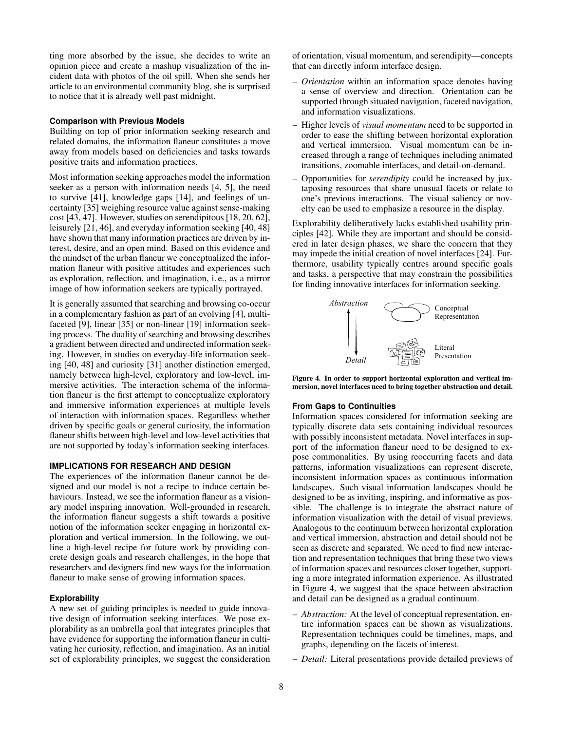ting more absorbed by the issue, she decides to write an opinion piece and create a mashup visualization of the incident data with photos of the oil spill. When she sends her article to an environmental community blog, she is surprised to notice that it is already well past midnight.

### Comparison with Previous Models

Building on top of prior information seeking research and related domains, the information flaneur constitutes a move away from models based on deficiencies and tasks towards positive traits and information practices.

Most information seeking approaches model the information seeker as a person with information needs [4, 5], the need to survive [41], knowledge gaps [14], and feelings of uncertainty [35] weighing resource value against sense-making cost [43, 47]. However, studies on serendipitous [18, 20, 62], leisurely [21, 46], and everyday information seeking [40, 48] have shown that many information practices are driven by interest, desire, and an open mind. Based on this evidence and the mindset of the urban flaneur we conceptualized the information flaneur with positive attitudes and experiences such as exploration, reflection, and imagination, i. e., as a mirror image of how information seekers are typically portrayed.

It is generally assumed that searching and browsing co-occur in a complementary fashion as part of an evolving [4], multi-faceted [9], linear [35] or non-linear [19] information seeking process. The duality of searching and browsing describes a gradient between directed and undirected information seeking. However, in studies on everyday-life information seeking [40, 48] and curiosity [31] another distinction emerged, namely between high-level, exploratory and low-level, immersive activities. The interaction schema of the information flaneur is the first attempt to conceptualize exploratory and immersive information experiences at multiple levels of interaction with information spaces. Regardless whether driven by specific goals or general curiosity, the information flaneur shifts between high-level and low-level activities that are not supported by today's information seeking interfaces.

## IMPLICATIONS FOR RESEARCH AND DESIGN

The experiences of the information flaneur cannot be designed and our model is not a recipe to induce certain behaviours. Instead, we see the information flaneur as a visionary model inspiring innovation. Well-grounded in research, the information flaneur suggests a shift towards a positive notion of the information seeker engaging in horizontal exploration and vertical immersion. In the following, we outline a high-level recipe for future work by providing concrete design goals and research challenges, in the hope that researchers and designers find new ways for the information flaneur to make sense of growing information spaces.

### Explorability

A new set of guiding principles is needed to guide innovative design of information seeking interfaces. We pose explorability as an umbrella goal that integrates principles that have evidence for supporting the information flaneur in cultivating her curiosity, reflection, and imagination. As an initial set of explorability principles, we suggest the consideration of orientation, visual momentum, and serendipity—concepts that can directly inform interface design.

- *Orientation* within an information space denotes having a sense of overview and direction. Orientation can be supported through situated navigation, faceted navigation, and information visualizations.
- Higher levels of *visual momentum* need to be supported in order to ease the shifting between horizontal exploration and vertical immersion. Visual momentum can be increased through a range of techniques including animated transitions, zoomable interfaces, and detail-on-demand.
- Opportunities for *serendipity* could be increased by juxtaposing resources that share unusual facets or relate to one's previous interactions. The visual saliency or novelty can be used to emphasize a resource in the display.

Explorability deliberatively lacks established usability principles [42]. While they are important and should be considered in later design phases, we share the concern that they may impede the initial creation of novel interfaces [24]. Furthermore, usability typically centres around specific goals and tasks, a perspective that may constrain the possibilities for finding innovative interfaces for information seeking.

*Abstraction* — Conceptual Representation

*Detail* — Literal Presentation

**Figure 4. In order to support horizontal exploration and vertical immersion, novel interfaces need to bring together abstraction and detail.**

### From Gaps to Continuities

Information spaces considered for information seeking are typically discrete data sets containing individual resources with possibly inconsistent metadata. Novel interfaces in support of the information flaneur need to be designed to expose commonalities. By using reoccurring facets and data patterns, information visualizations can represent discrete, inconsistent information spaces as continuous information landscapes. Such visual information landscapes should be designed to be as inviting, inspiring, and informative as possible. The challenge is to integrate the abstract nature of information visualization with the detail of visual previews. Analogous to the continuum between horizontal exploration and vertical immersion, abstraction and detail should not be seen as discrete and separated. We need to find new interaction and representation techniques that bring these two views of information spaces and resources closer together, supporting a more integrated information experience. As illustrated in Figure 4, we suggest that the space between abstraction and detail can be designed as a gradual continuum.

- *Abstraction:* At the level of conceptual representation, entire information spaces can be shown as visualizations. Representation techniques could be timelines, maps, and graphs, depending on the facets of interest.
- *Detail:* Literal presentations provide detailed previews of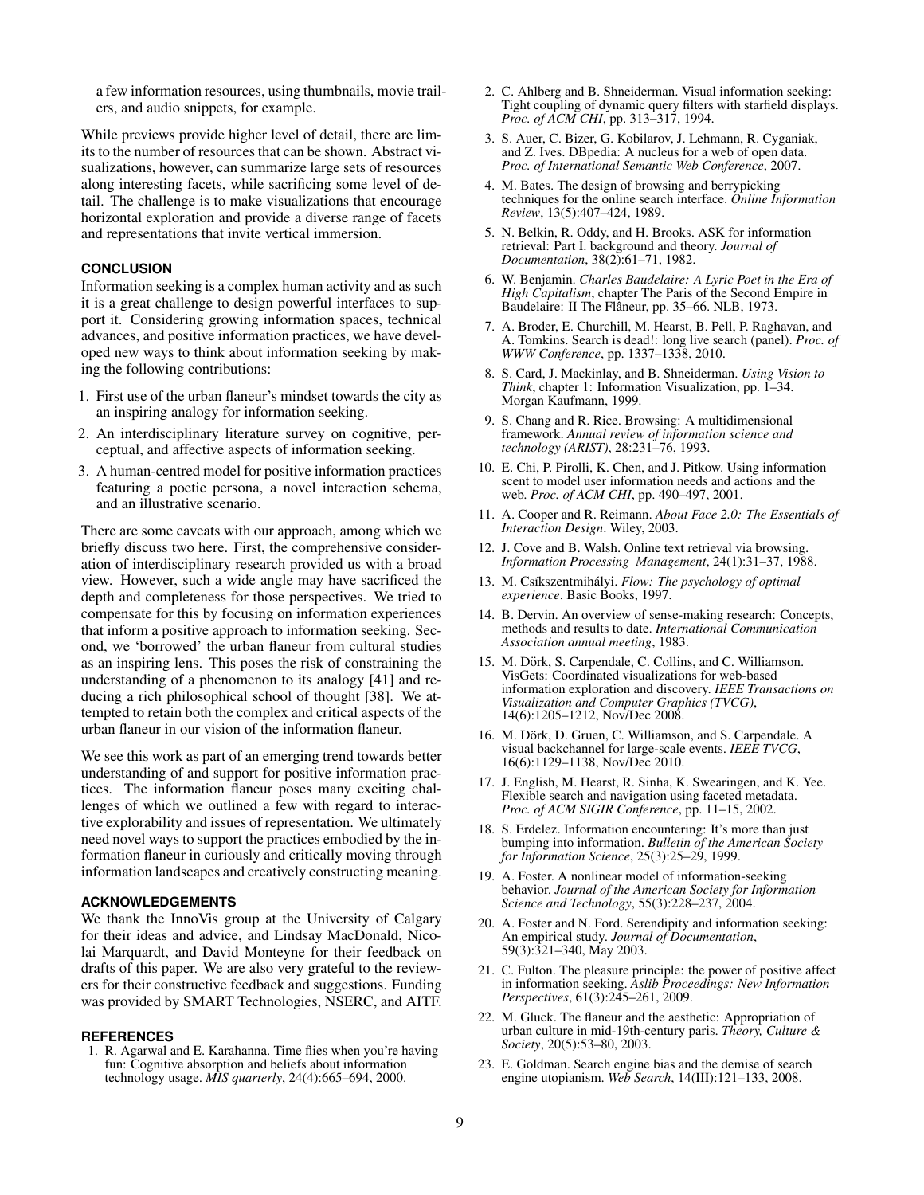a few information resources, using thumbnails, movie trailers, and audio snippets, for example.

While previews provide higher level of detail, there are limits to the number of resources that can be shown. Abstract visualizations, however, can summarize large sets of resources along interesting facets, while sacrificing some level of detail. The challenge is to make visualizations that encourage horizontal exploration and provide a diverse range of facets and representations that invite vertical immersion.

## CONCLUSION

Information seeking is a complex human activity and as such it is a great challenge to design powerful interfaces to support it. Considering growing information spaces, technical advances, and positive information practices, we have developed new ways to think about information seeking by making the following contributions:

1. First use of the urban flaneur's mindset towards the city as an inspiring analogy for information seeking.
2. An interdisciplinary literature survey on cognitive, perceptual, and affective aspects of information seeking.
3. A human-centred model for positive information practices featuring a poetic persona, a novel interaction schema, and an illustrative scenario.

There are some caveats with our approach, among which we briefly discuss two here. First, the comprehensive consideration of interdisciplinary research provided us with a broad view. However, such a wide angle may have sacrificed the depth and completeness for those perspectives. We tried to compensate for this by focusing on information experiences that inform a positive approach to information seeking. Second, we 'borrowed' the urban flaneur from cultural studies as an inspiring lens. This poses the risk of constraining the understanding of a phenomenon to its analogy [41] and reducing a rich philosophical school of thought [38]. We attempted to retain both the complex and critical aspects of the urban flaneur in our vision of the information flaneur.

We see this work as part of an emerging trend towards better understanding of and support for positive information practices. The information flaneur poses many exciting challenges of which we outlined a few with regard to interactive explorability and issues of representation. We ultimately need novel ways to support the practices embodied by the information flaneur in curiously and critically moving through information landscapes and creatively constructing meaning.

## ACKNOWLEDGEMENTS

We thank the InnoVis group at the University of Calgary for their ideas and advice, and Lindsay MacDonald, Nicolai Marquardt, and David Monteyne for their feedback on drafts of this paper. We are also very grateful to the reviewers for their constructive feedback and suggestions. Funding was provided by SMART Technologies, NSERC, and AITF.

## REFERENCES

1. R. Agarwal and E. Karahanna. Time flies when you're having fun: Cognitive absorption and beliefs about information technology usage. *MIS quarterly*, 24(4):665–694, 2000.
2. C. Ahlberg and B. Shneiderman. Visual information seeking: Tight coupling of dynamic query filters with starfield displays. *Proc. of ACM CHI*, pp. 313–317, 1994.
3. S. Auer, C. Bizer, G. Kobilarov, J. Lehmann, R. Cyganiak, and Z. Ives. DBpedia: A nucleus for a web of open data. *Proc. of International Semantic Web Conference*, 2007.
4. M. Bates. The design of browsing and berrypicking techniques for the online search interface. *Online Information Review*, 13(5):407–424, 1989.
5. N. Belkin, R. Oddy, and H. Brooks. ASK for information retrieval: Part I. background and theory. *Journal of Documentation*, 38(2):61–71, 1982.
6. W. Benjamin. *Charles Baudelaire: A Lyric Poet in the Era of High Capitalism*, chapter The Paris of the Second Empire in Baudelaire: II The Flâneur, pp. 35–66. NLB, 1973.
7. A. Broder, E. Churchill, M. Hearst, B. Pell, P. Raghavan, and A. Tomkins. Search is dead!: long live search (panel). *Proc. of WWW Conference*, pp. 1337–1338, 2010.
8. S. Card, J. Mackinlay, and B. Shneiderman. *Using Vision to Think*, chapter 1: Information Visualization, pp. 1–34. Morgan Kaufmann, 1999.
9. S. Chang and R. Rice. Browsing: A multidimensional framework. *Annual review of information science and technology (ARIST)*, 28:231–76, 1993.
10. E. Chi, P. Pirolli, K. Chen, and J. Pitkow. Using information scent to model user information needs and actions and the web. *Proc. of ACM CHI*, pp. 490–497, 2001.
11. A. Cooper and R. Reimann. *About Face 2.0: The Essentials of Interaction Design*. Wiley, 2003.
12. J. Cove and B. Walsh. Online text retrieval via browsing. *Information Processing Management*, 24(1):31–37, 1988.
13. M. Csíkszentmihályi. *Flow: The psychology of optimal experience*. Basic Books, 1997.
14. B. Dervin. An overview of sense-making research: Concepts, methods and results to date. *International Communication Association annual meeting*, 1983.
15. M. Dörk, S. Carpendale, C. Collins, and C. Williamson. VisGets: Coordinated visualizations for web-based information exploration and discovery. *IEEE Transactions on Visualization and Computer Graphics (TVCG)*, 14(6):1205–1212, Nov/Dec 2008.
16. M. Dörk, D. Gruen, C. Williamson, and S. Carpendale. A visual backchannel for large-scale events. *IEEE TVCG*, 16(6):1129–1138, Nov/Dec 2010.
17. J. English, M. Hearst, R. Sinha, K. Swearingen, and K. Yee. Flexible search and navigation using faceted metadata. *Proc. of ACM SIGIR Conference*, pp. 11–15, 2002.
18. S. Erdelez. Information encountering: It's more than just bumping into information. *Bulletin of the American Society for Information Science*, 25(3):25–29, 1999.
19. A. Foster. A nonlinear model of information-seeking behavior. *Journal of the American Society for Information Science and Technology*, 55(3):228–237, 2004.
20. A. Foster and N. Ford. Serendipity and information seeking: An empirical study. *Journal of Documentation*, 59(3):321–340, May 2003.
21. C. Fulton. The pleasure principle: the power of positive affect in information seeking. *Aslib Proceedings: New Information Perspectives*, 61(3):245–261, 2009.
22. M. Gluck. The flaneur and the aesthetic: Appropriation of urban culture in mid-19th-century paris. *Theory, Culture & Society*, 20(5):53–80, 2003.
23. E. Goldman. Search engine bias and the demise of search engine utopianism. *Web Search*, 14(III):121–133, 2008.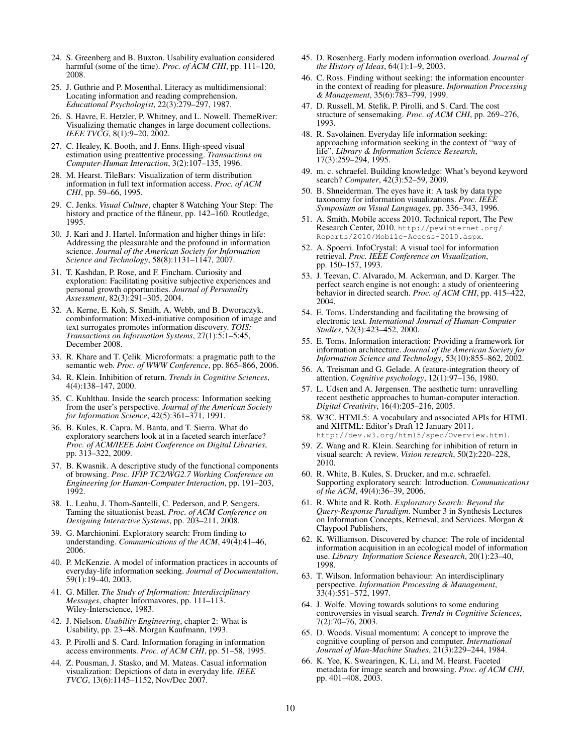24. S. Greenberg and B. Buxton. Usability evaluation considered harmful (some of the time). *Proc. of ACM CHI*, pp. 111–120, 2008.
25. J. Guthrie and P. Mosenthal. Literacy as multidimensional: Locating information and reading comprehension. *Educational Psychologist*, 22(3):279–297, 1987.
26. S. Havre, E. Hetzler, P. Whitney, and L. Nowell. ThemeRiver: Visualizing thematic changes in large document collections. *IEEE TVCG*, 8(1):9–20, 2002.
27. C. Healey, K. Booth, and J. Enns. High-speed visual estimation using preattentive processing. *Transactions on Computer-Human Interaction*, 3(2):107–135, 1996.
28. M. Hearst. TileBars: Visualization of term distribution information in full text information access. *Proc. of ACM CHI*, pp. 59–66, 1995.
29. C. Jenks. *Visual Culture*, chapter 8 Watching Your Step: The history and practice of the flâneur, pp. 142–160. Routledge, 1995.
30. J. Kari and J. Hartel. Information and higher things in life: Addressing the pleasurable and the profound in information science. *Journal of the American Society for Information Science and Technology*, 58(8):1131–1147, 2007.
31. T. Kashdan, P. Rose, and F. Fincham. Curiosity and exploration: Facilitating positive subjective experiences and personal growth opportunities. *Journal of Personality Assessment*, 82(3):291–305, 2004.
32. A. Kerne, E. Koh, S. Smith, A. Webb, and B. Dworaczyk. combinformation: Mixed-initiative composition of image and text surrogates promotes information discovery. *TOIS: Transactions on Information Systems*, 27(1):5:1–5:45, December 2008.
33. R. Khare and T. Çelik. Microformats: a pragmatic path to the semantic web. *Proc. of WWW Conference*, pp. 865–866, 2006.
34. R. Klein. Inhibition of return. *Trends in Cognitive Sciences*, 4(4):138–147, 2000.
35. C. Kuhlthau. Inside the search process: Information seeking from the user's perspective. *Journal of the American Society for Information Science*, 42(5):361–371, 1991.
36. B. Kules, R. Capra, M. Banta, and T. Sierra. What do exploratory searchers look at in a faceted search interface? *Proc. of ACM/IEEE Joint Conference on Digital Libraries*, pp. 313–322, 2009.
37. B. Kwasnik. A descriptive study of the functional components of browsing. *Proc. IFIP TC2/WG2.7 Working Conference on Engineering for Human-Computer Interaction*, pp. 191–203, 1992.
38. L. Leahu, J. Thom-Santelli, C. Pederson, and P. Sengers. Taming the situationist beast. *Proc. of ACM Conference on Designing Interactive Systems*, pp. 203–211, 2008.
39. G. Marchionini. Exploratory search: From finding to understanding. *Communications of the ACM*, 49(4):41–46, 2006.
40. P. McKenzie. A model of information practices in accounts of everyday-life information seeking. *Journal of Documentation*, 59(1):19–40, 2003.
41. G. Miller. *The Study of Information: Interdisciplinary Messages*, chapter Informavores, pp. 111–113. Wiley-Interscience, 1983.
42. J. Nielson. *Usability Engineering*, chapter 2: What is Usability, pp. 23–48. Morgan Kaufmann, 1993.
43. P. Pirolli and S. Card. Information foraging in information access environments. *Proc. of ACM CHI*, pp. 51–58, 1995.
44. Z. Pousman, J. Stasko, and M. Mateas. Casual information visualization: Depictions of data in everyday life. *IEEE TVCG*, 13(6):1145–1152, Nov/Dec 2007.
45. D. Rosenberg. Early modern information overload. *Journal of the History of Ideas*, 64(1):1–9, 2003.
46. C. Ross. Finding without seeking: the information encounter in the context of reading for pleasure. *Information Processing & Management*, 35(6):783–799, 1999.
47. D. Russell, M. Stefik, P. Pirolli, and S. Card. The cost structure of sensemaking. *Proc. of ACM CHI*, pp. 269–276, 1993.
48. R. Savolainen. Everyday life information seeking: approaching information seeking in the context of "way of life". *Library & Information Science Research*, 17(3):259–294, 1995.
49. m. c. schraefel. Building knowledge: What's beyond keyword search? *Computer*, 42(3):52–59, 2009.
50. B. Shneiderman. The eyes have it: A task by data type taxonomy for information visualizations. *Proc. IEEE Symposium on Visual Languages*, pp. 336–343, 1996.
51. A. Smith. Mobile access 2010. Technical report, The Pew Research Center, 2010. `http://pewinternet.org/Reports/2010/Mobile-Access-2010.aspx`.
52. A. Spoerri. InfoCrystal: A visual tool for information retrieval. *Proc. IEEE Conference on Visualization*, pp. 150–157, 1993.
53. J. Teevan, C. Alvarado, M. Ackerman, and D. Karger. The perfect search engine is not enough: a study of orienteering behavior in directed search. *Proc. of ACM CHI*, pp. 415–422, 2004.
54. E. Toms. Understanding and facilitating the browsing of electronic text. *International Journal of Human-Computer Studies*, 52(3):423–452, 2000.
55. E. Toms. Information interaction: Providing a framework for information architecture. *Journal of the American Society for Information Science and Technology*, 53(10):855–862, 2002.
56. A. Treisman and G. Gelade. A feature-integration theory of attention. *Cognitive psychology*, 12(1):97–136, 1980.
57. L. Udsen and A. Jørgensen. The aesthetic turn: unravelling recent aesthetic approaches to human-computer interaction. *Digital Creativity*, 16(4):205–216, 2005.
58. W3C. HTML5: A vocabulary and associated APIs for HTML and XHTML: Editor's Draft 12 January 2011. `http://dev.w3.org/html5/spec/Overview.html`.
59. Z. Wang and R. Klein. Searching for inhibition of return in visual search: A review. *Vision research*, 50(2):220–228, 2010.
60. R. White, B. Kules, S. Drucker, and m.c. schraefel. Supporting exploratory search: Introduction. *Communications of the ACM*, 49(4):36–39, 2006.
61. R. White and R. Roth. *Exploratory Search: Beyond the Query-Response Paradigm*. Number 3 in Synthesis Lectures on Information Concepts, Retrieval, and Services. Morgan & Claypool Publishers,
62. K. Williamson. Discovered by chance: The role of incidental information acquisition in an ecological model of information use. *Library Information Science Research*, 20(1):23–40, 1998.
63. T. Wilson. Information behaviour: An interdisciplinary perspective. *Information Processing & Management*, 33(4):551–572, 1997.
64. J. Wolfe. Moving towards solutions to some enduring controversies in visual search. *Trends in Cognitive Sciences*, 7(2):70–76, 2003.
65. D. Woods. Visual momentum: A concept to improve the cognitive coupling of person and computer. *International Journal of Man-Machine Studies*, 21(3):229–244, 1984.
66. K. Yee, K. Swearingen, K. Li, and M. Hearst. Faceted metadata for image search and browsing. *Proc. of ACM CHI*, pp. 401–408, 2003.